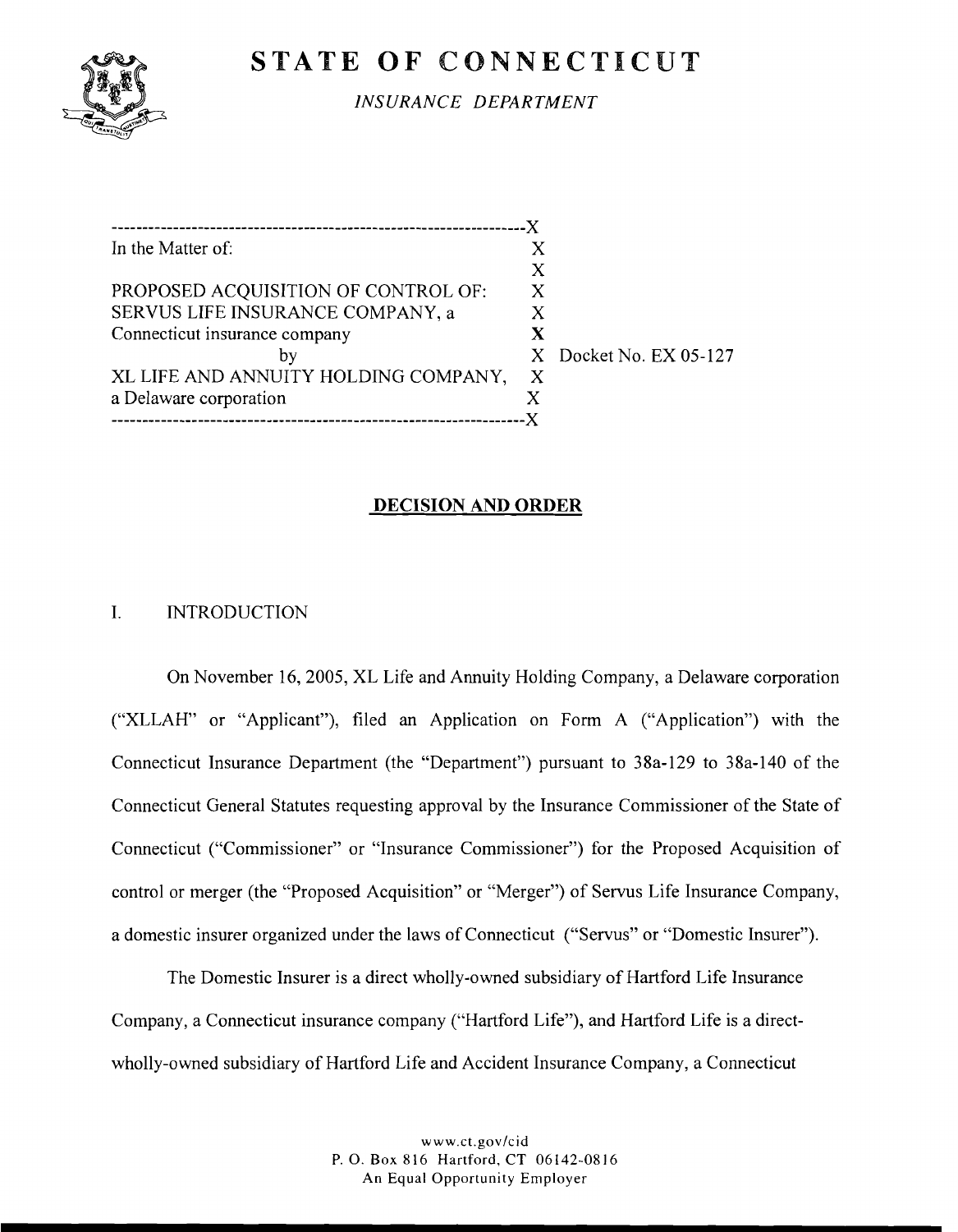# STATE OF CONNECTICUT

*INSURANCE DEPARTMENT*

| | |
|---|---|
| In the Matter of: | |
| | |
| PROPOSED ACQUISITION OF CONTROL OF: | |
| SERVUS LIFE INSURANCE COMPANY, a | |
| Connecticut insurance company | |
| by | Docket No. EX 05-127 |
| XL LIFE AND ANNUITY HOLDING COMPANY, | |
| a Delaware corporation | |

## DECISION AND ORDER

I. INTRODUCTION

On November 16, 2005, XL Life and Annuity Holding Company, a Delaware corporation ("XLLAH" or "Applicant"), filed an Application on Form A ("Application") with the Connecticut Insurance Department (the "Department") pursuant to 38a-129 to 38a-140 of the Connecticut General Statutes requesting approval by the Insurance Commissioner of the State of Connecticut ("Commissioner" or "Insurance Commissioner") for the Proposed Acquisition of control or merger (the "Proposed Acquisition" or "Merger") of Servus Life Insurance Company, a domestic insurer organized under the laws of Connecticut ("Servus" or "Domestic Insurer").

The Domestic Insurer is a direct wholly-owned subsidiary of Hartford Life Insurance Company, a Connecticut insurance company ("Hartford Life"), and Hartford Life is a direct-wholly-owned subsidiary of Hartford Life and Accident Insurance Company, a Connecticut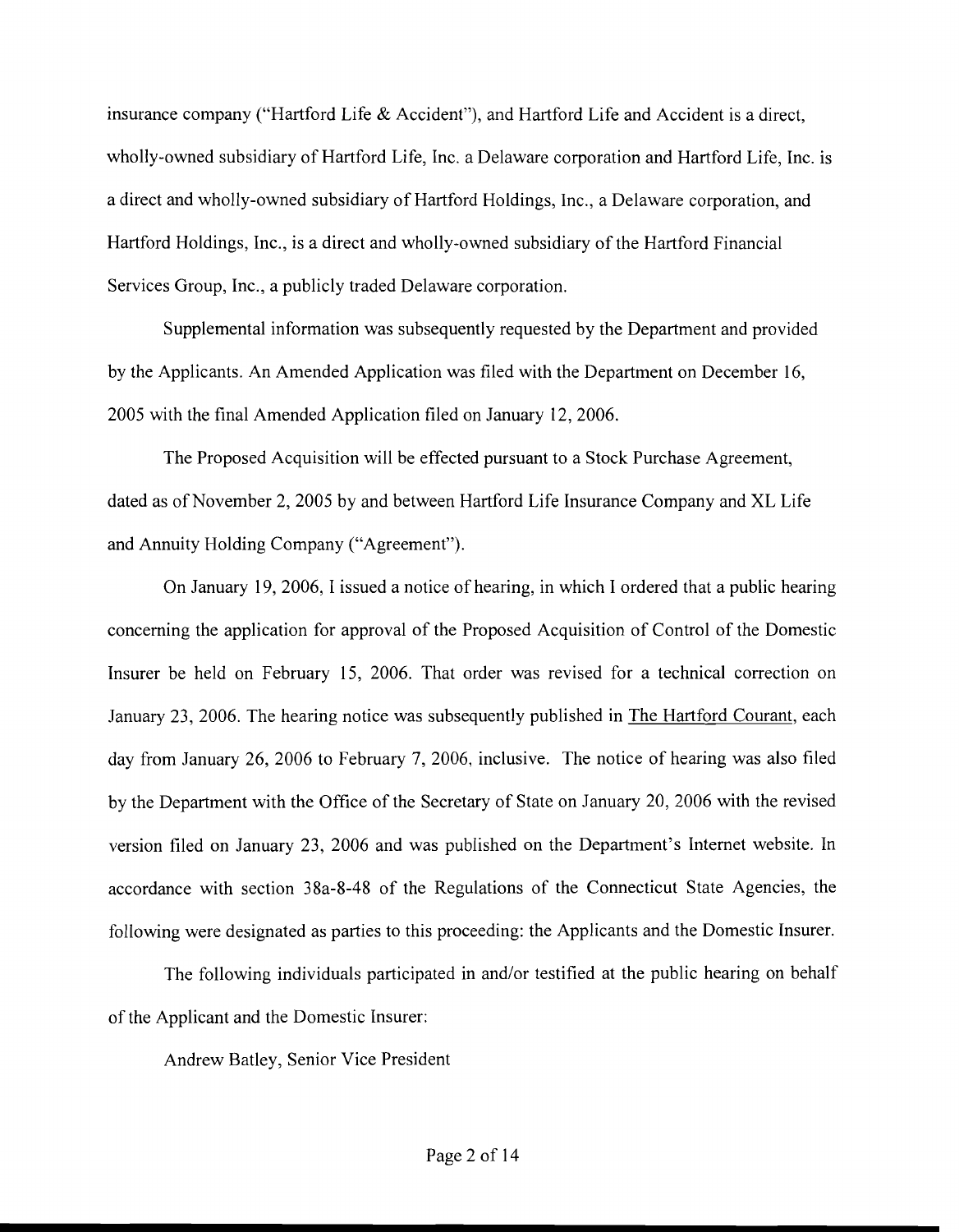insurance company ("Hartford Life & Accident"), and Hartford Life and Accident is a direct, wholly-owned subsidiary of Hartford Life, Inc. a Delaware corporation and Hartford Life, Inc. is a direct and wholly-owned subsidiary of Hartford Holdings, Inc., a Delaware corporation, and Hartford Holdings, Inc., is a direct and wholly-owned subsidiary of the Hartford Financial Services Group, Inc., a publicly traded Delaware corporation.

Supplemental information was subsequently requested by the Department and provided by the Applicants. An Amended Application was filed with the Department on December 16, 2005 with the final Amended Application filed on January 12, 2006.

The Proposed Acquisition will be effected pursuant to a Stock Purchase Agreement, dated as of November 2, 2005 by and between Hartford Life Insurance Company and XL Life and Annuity Holding Company ("Agreement").

On January 19, 2006, I issued a notice of hearing, in which I ordered that a public hearing concerning the application for approval of the Proposed Acquisition of Control of the Domestic Insurer be held on February 15, 2006. That order was revised for a technical correction on January 23, 2006. The hearing notice was subsequently published in The Hartford Courant, each day from January 26, 2006 to February 7, 2006, inclusive. The notice of hearing was also filed by the Department with the Office of the Secretary of State on January 20, 2006 with the revised version filed on January 23, 2006 and was published on the Department's Internet website. In accordance with section 38a-8-48 of the Regulations of the Connecticut State Agencies, the following were designated as parties to this proceeding: the Applicants and the Domestic Insurer.

The following individuals participated in and/or testified at the public hearing on behalf of the Applicant and the Domestic Insurer:

Andrew Batley, Senior Vice President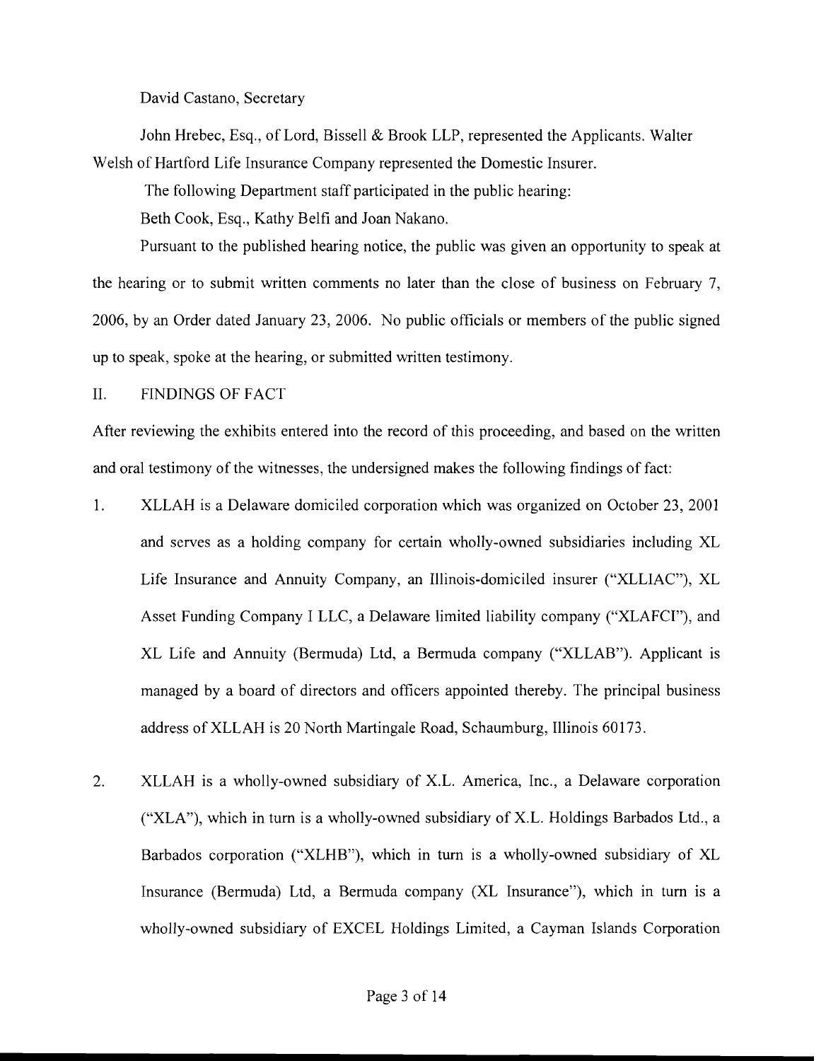David Castano, Secretary

John Hrebec, Esq., of Lord, Bissell & Brook LLP, represented the Applicants. Walter Welsh of Hartford Life Insurance Company represented the Domestic Insurer.

The following Department staff participated in the public hearing:

Beth Cook, Esq., Kathy Belfi and Joan Nakano.

Pursuant to the published hearing notice, the public was given an opportunity to speak at the hearing or to submit written comments no later than the close of business on February 7, 2006, by an Order dated January 23, 2006. No public officials or members of the public signed up to speak, spoke at the hearing, or submitted written testimony.

## II. FINDINGS OF FACT

After reviewing the exhibits entered into the record of this proceeding, and based on the written and oral testimony of the witnesses, the undersigned makes the following findings of fact:

1. XLLAH is a Delaware domiciled corporation which was organized on October 23, 2001 and serves as a holding company for certain wholly-owned subsidiaries including XL Life Insurance and Annuity Company, an Illinois-domiciled insurer ("XLLIAC"), XL Asset Funding Company I LLC, a Delaware limited liability company ("XLAFCI"), and XL Life and Annuity (Bermuda) Ltd, a Bermuda company ("XLLAB"). Applicant is managed by a board of directors and officers appointed thereby. The principal business address of XLLAH is 20 North Martingale Road, Schaumburg, Illinois 60173.

2. XLLAH is a wholly-owned subsidiary of X.L. America, Inc., a Delaware corporation ("XLA"), which in turn is a wholly-owned subsidiary of X.L. Holdings Barbados Ltd., a Barbados corporation ("XLHB"), which in turn is a wholly-owned subsidiary of XL Insurance (Bermuda) Ltd, a Bermuda company (XL Insurance"), which in turn is a wholly-owned subsidiary of EXCEL Holdings Limited, a Cayman Islands Corporation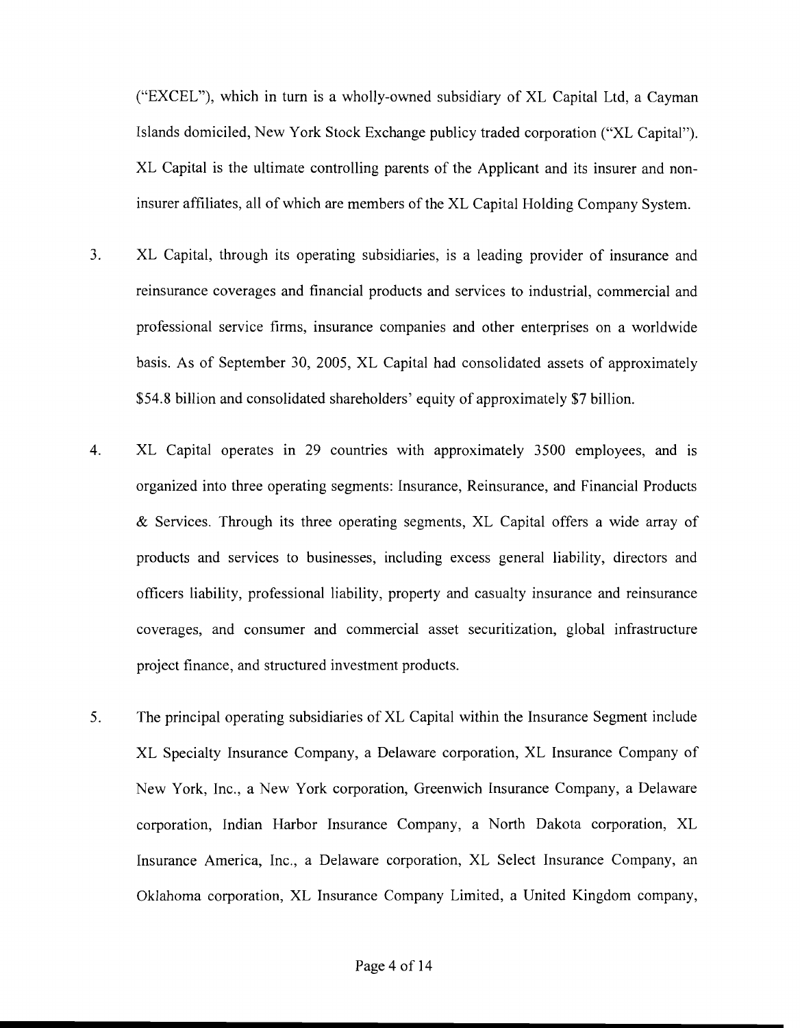("EXCEL"), which in turn is a wholly-owned subsidiary of XL Capital Ltd, a Cayman Islands domiciled, New York Stock Exchange publicy traded corporation ("XL Capital"). XL Capital is the ultimate controlling parents of the Applicant and its insurer and non-insurer affiliates, all of which are members of the XL Capital Holding Company System.

3. XL Capital, through its operating subsidiaries, is a leading provider of insurance and reinsurance coverages and financial products and services to industrial, commercial and professional service firms, insurance companies and other enterprises on a worldwide basis. As of September 30, 2005, XL Capital had consolidated assets of approximately $54.8 billion and consolidated shareholders' equity of approximately $7 billion.

4. XL Capital operates in 29 countries with approximately 3500 employees, and is organized into three operating segments: Insurance, Reinsurance, and Financial Products & Services. Through its three operating segments, XL Capital offers a wide array of products and services to businesses, including excess general liability, directors and officers liability, professional liability, property and casualty insurance and reinsurance coverages, and consumer and commercial asset securitization, global infrastructure project finance, and structured investment products.

5. The principal operating subsidiaries of XL Capital within the Insurance Segment include XL Specialty Insurance Company, a Delaware corporation, XL Insurance Company of New York, Inc., a New York corporation, Greenwich Insurance Company, a Delaware corporation, Indian Harbor Insurance Company, a North Dakota corporation, XL Insurance America, Inc., a Delaware corporation, XL Select Insurance Company, an Oklahoma corporation, XL Insurance Company Limited, a United Kingdom company,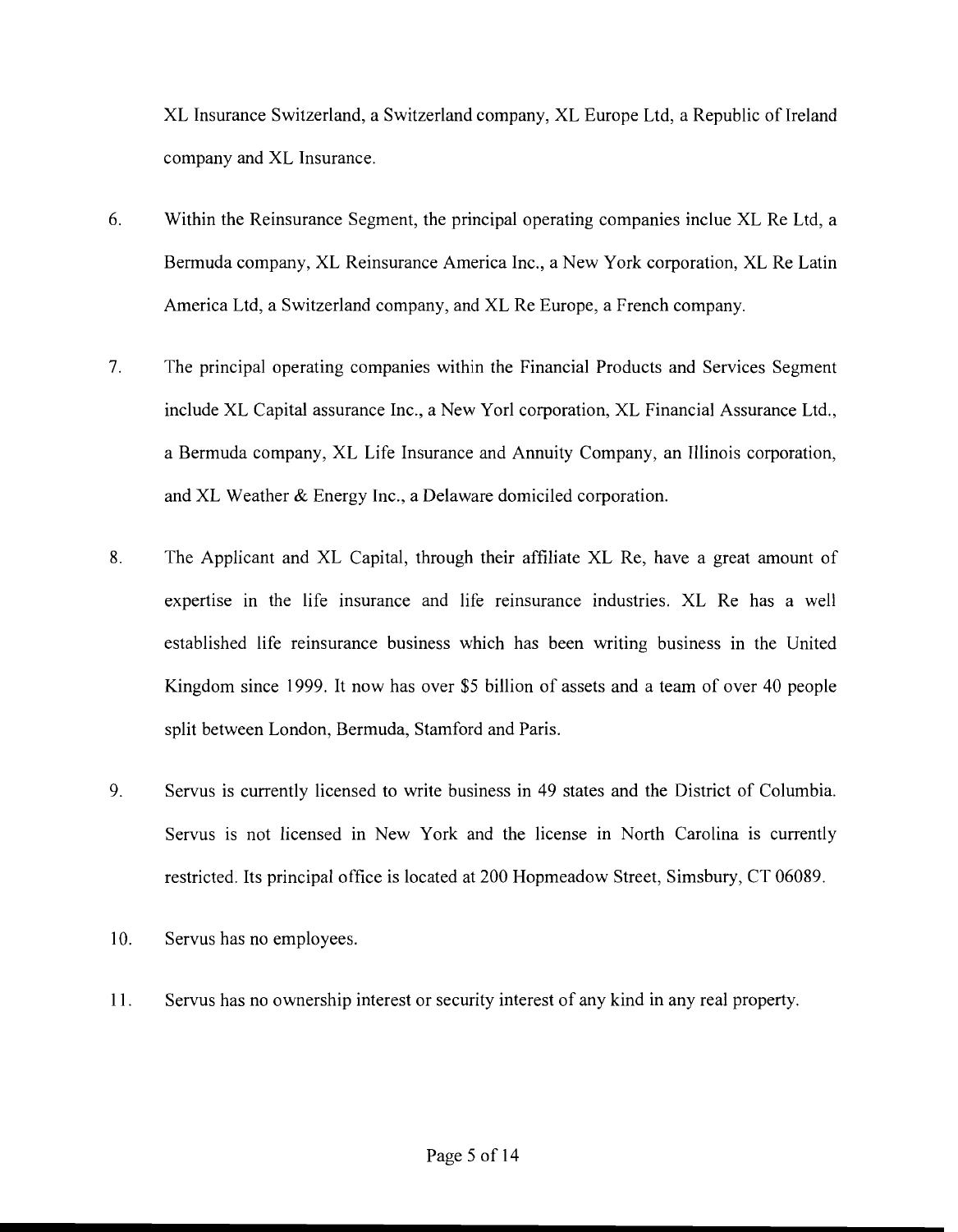XL Insurance Switzerland, a Switzerland company, XL Europe Ltd, a Republic of Ireland company and XL Insurance.

6. Within the Reinsurance Segment, the principal operating companies inclue XL Re Ltd, a Bermuda company, XL Reinsurance America Inc., a New York corporation, XL Re Latin America Ltd, a Switzerland company, and XL Re Europe, a French company.

7. The principal operating companies within the Financial Products and Services Segment include XL Capital assurance Inc., a New Yorl corporation, XL Financial Assurance Ltd., a Bermuda company, XL Life Insurance and Annuity Company, an Illinois corporation, and XL Weather & Energy Inc., a Delaware domiciled corporation.

8. The Applicant and XL Capital, through their affiliate XL Re, have a great amount of expertise in the life insurance and life reinsurance industries. XL Re has a well established life reinsurance business which has been writing business in the United Kingdom since 1999. It now has over $5 billion of assets and a team of over 40 people split between London, Bermuda, Stamford and Paris.

9. Servus is currently licensed to write business in 49 states and the District of Columbia. Servus is not licensed in New York and the license in North Carolina is currently restricted. Its principal office is located at 200 Hopmeadow Street, Simsbury, CT 06089.

10. Servus has no employees.

11. Servus has no ownership interest or security interest of any kind in any real property.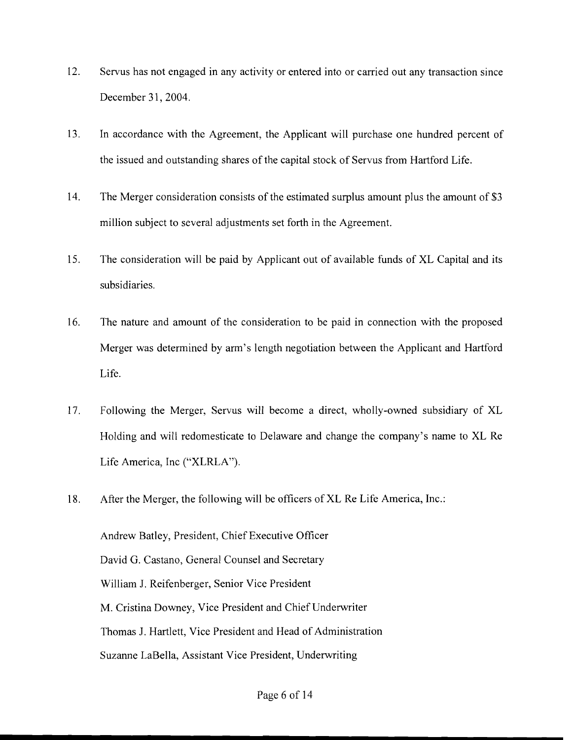12. Servus has not engaged in any activity or entered into or carried out any transaction since December 31, 2004.

13. In accordance with the Agreement, the Applicant will purchase one hundred percent of the issued and outstanding shares of the capital stock of Servus from Hartford Life.

14. The Merger consideration consists of the estimated surplus amount plus the amount of $3 million subject to several adjustments set forth in the Agreement.

15. The consideration will be paid by Applicant out of available funds of XL Capital and its subsidiaries.

16. The nature and amount of the consideration to be paid in connection with the proposed Merger was determined by arm's length negotiation between the Applicant and Hartford Life.

17. Following the Merger, Servus will become a direct, wholly-owned subsidiary of XL Holding and will redomesticate to Delaware and change the company's name to XL Re Life America, Inc ("XLRLA").

18. After the Merger, the following will be officers of XL Re Life America, Inc.:

    Andrew Batley, President, Chief Executive Officer
    David G. Castano, General Counsel and Secretary
    William J. Reifenberger, Senior Vice President
    M. Cristina Downey, Vice President and Chief Underwriter
    Thomas J. Hartlett, Vice President and Head of Administration
    Suzanne LaBella, Assistant Vice President, Underwriting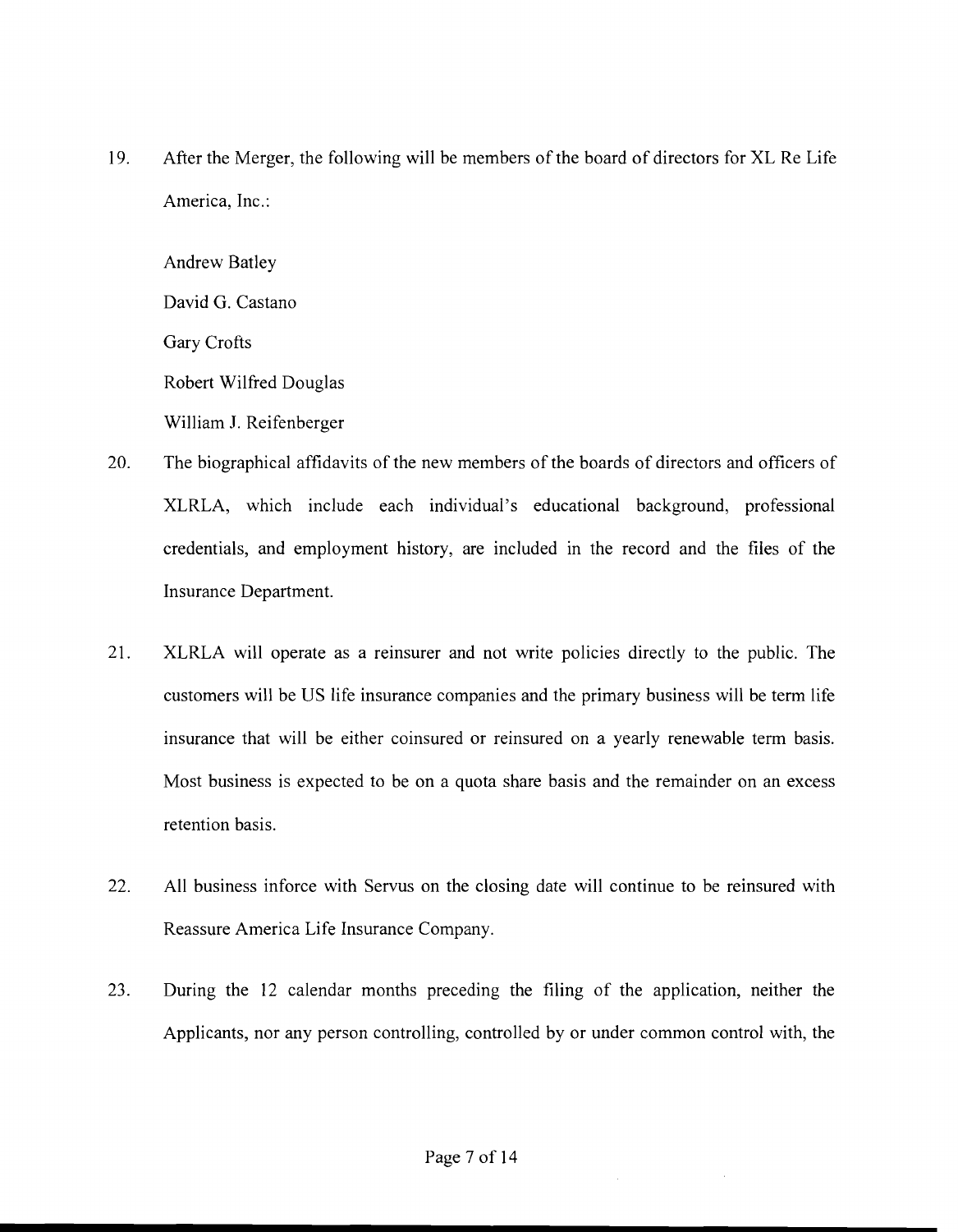19. After the Merger, the following will be members of the board of directors for XL Re Life America, Inc.:

    Andrew Batley

    David G. Castano

    Gary Crofts

    Robert Wilfred Douglas

    William J. Reifenberger

20. The biographical affidavits of the new members of the boards of directors and officers of XLRLA, which include each individual's educational background, professional credentials, and employment history, are included in the record and the files of the Insurance Department.

21. XLRLA will operate as a reinsurer and not write policies directly to the public. The customers will be US life insurance companies and the primary business will be term life insurance that will be either coinsured or reinsured on a yearly renewable term basis. Most business is expected to be on a quota share basis and the remainder on an excess retention basis.

22. All business inforce with Servus on the closing date will continue to be reinsured with Reassure America Life Insurance Company.

23. During the 12 calendar months preceding the filing of the application, neither the Applicants, nor any person controlling, controlled by or under common control with, the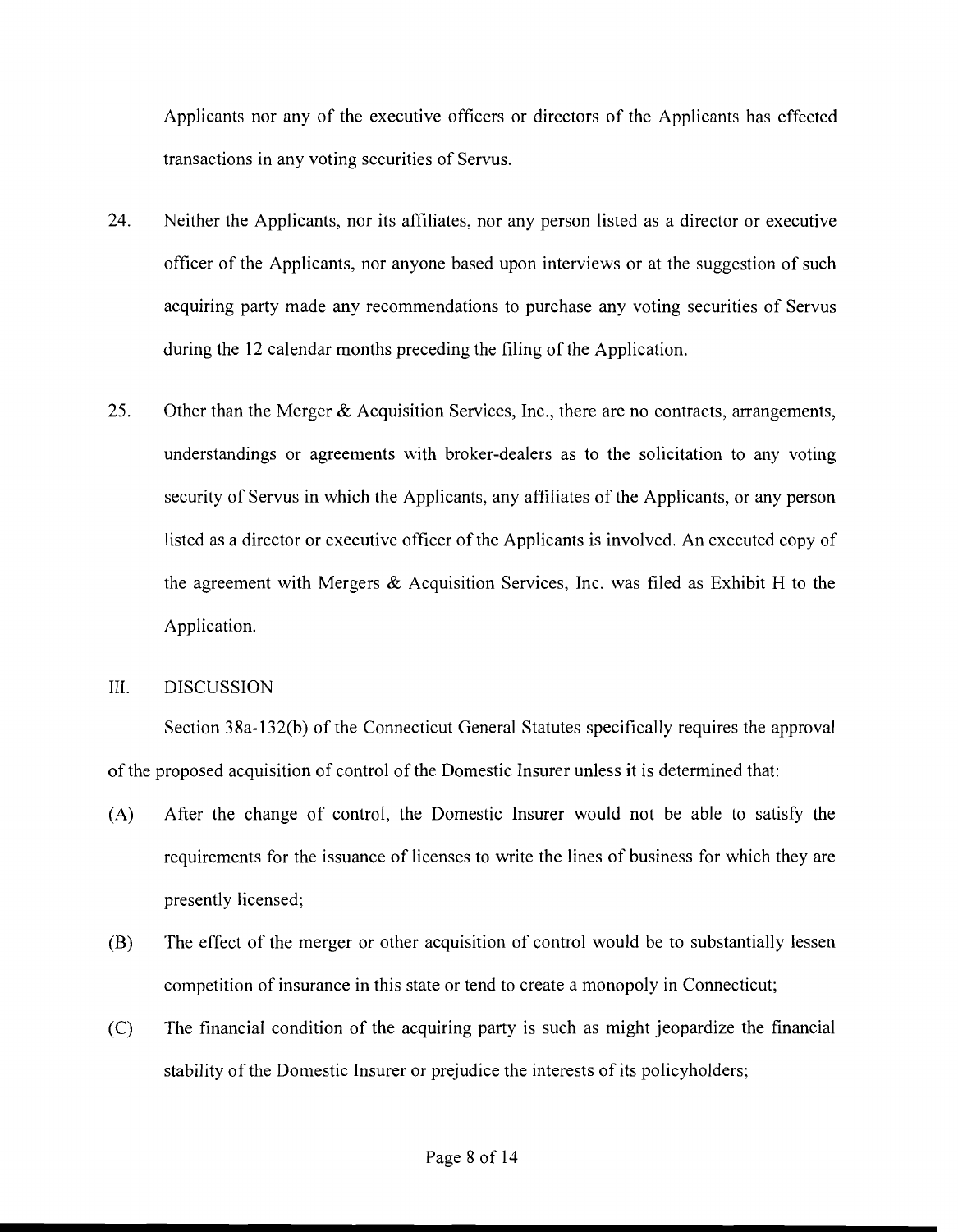Applicants nor any of the executive officers or directors of the Applicants has effected transactions in any voting securities of Servus.

24. Neither the Applicants, nor its affiliates, nor any person listed as a director or executive officer of the Applicants, nor anyone based upon interviews or at the suggestion of such acquiring party made any recommendations to purchase any voting securities of Servus during the 12 calendar months preceding the filing of the Application.

25. Other than the Merger & Acquisition Services, Inc., there are no contracts, arrangements, understandings or agreements with broker-dealers as to the solicitation to any voting security of Servus in which the Applicants, any affiliates of the Applicants, or any person listed as a director or executive officer of the Applicants is involved. An executed copy of the agreement with Mergers & Acquisition Services, Inc. was filed as Exhibit H to the Application.

## III. DISCUSSION

Section 38a-132(b) of the Connecticut General Statutes specifically requires the approval of the proposed acquisition of control of the Domestic Insurer unless it is determined that:

(A) After the change of control, the Domestic Insurer would not be able to satisfy the requirements for the issuance of licenses to write the lines of business for which they are presently licensed;

(B) The effect of the merger or other acquisition of control would be to substantially lessen competition of insurance in this state or tend to create a monopoly in Connecticut;

(C) The financial condition of the acquiring party is such as might jeopardize the financial stability of the Domestic Insurer or prejudice the interests of its policyholders;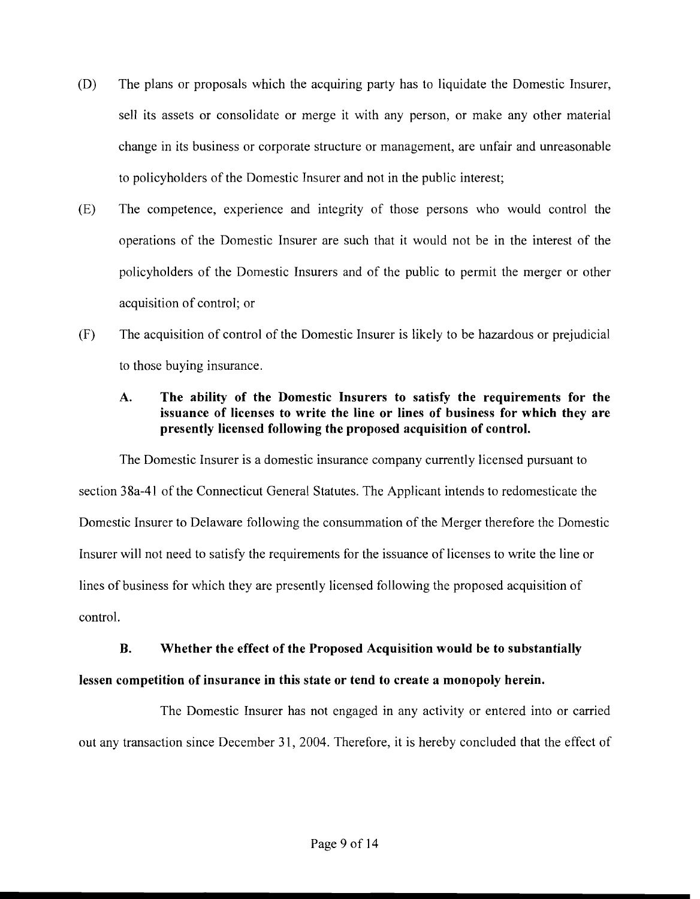(D) The plans or proposals which the acquiring party has to liquidate the Domestic Insurer, sell its assets or consolidate or merge it with any person, or make any other material change in its business or corporate structure or management, are unfair and unreasonable to policyholders of the Domestic Insurer and not in the public interest;

(E) The competence, experience and integrity of those persons who would control the operations of the Domestic Insurer are such that it would not be in the interest of the policyholders of the Domestic Insurers and of the public to permit the merger or other acquisition of control; or

(F) The acquisition of control of the Domestic Insurer is likely to be hazardous or prejudicial to those buying insurance.

**A. The ability of the Domestic Insurers to satisfy the requirements for the issuance of licenses to write the line or lines of business for which they are presently licensed following the proposed acquisition of control.**

The Domestic Insurer is a domestic insurance company currently licensed pursuant to section 38a-41 of the Connecticut General Statutes. The Applicant intends to redomesticate the Domestic Insurer to Delaware following the consummation of the Merger therefore the Domestic Insurer will not need to satisfy the requirements for the issuance of licenses to write the line or lines of business for which they are presently licensed following the proposed acquisition of control.

**B. Whether the effect of the Proposed Acquisition would be to substantially lessen competition of insurance in this state or tend to create a monopoly herein.**

The Domestic Insurer has not engaged in any activity or entered into or carried out any transaction since December 31, 2004. Therefore, it is hereby concluded that the effect of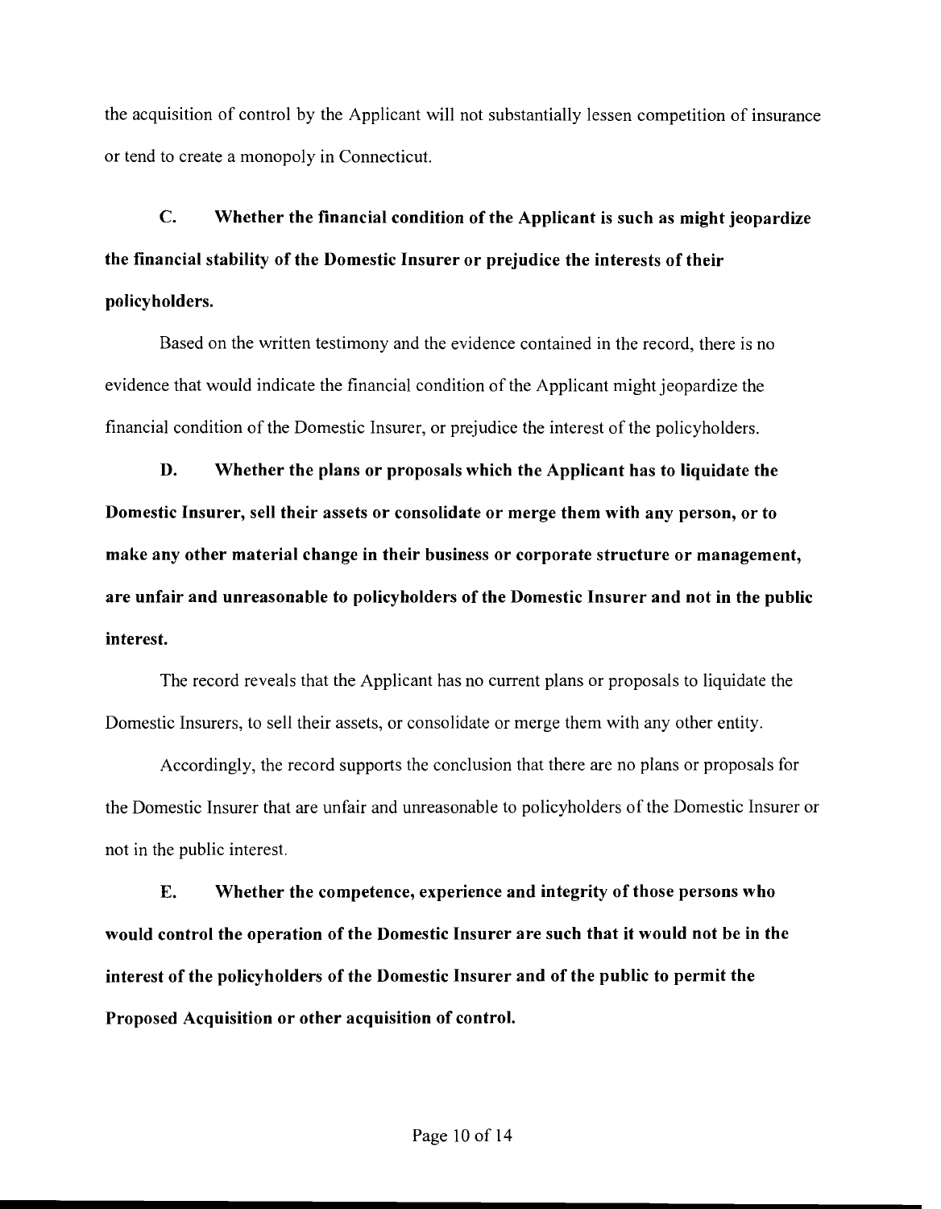the acquisition of control by the Applicant will not substantially lessen competition of insurance or tend to create a monopoly in Connecticut.

**C. Whether the financial condition of the Applicant is such as might jeopardize the financial stability of the Domestic Insurer or prejudice the interests of their policyholders.**

Based on the written testimony and the evidence contained in the record, there is no evidence that would indicate the financial condition of the Applicant might jeopardize the financial condition of the Domestic Insurer, or prejudice the interest of the policyholders.

**D. Whether the plans or proposals which the Applicant has to liquidate the Domestic Insurer, sell their assets or consolidate or merge them with any person, or to make any other material change in their business or corporate structure or management, are unfair and unreasonable to policyholders of the Domestic Insurer and not in the public interest.**

The record reveals that the Applicant has no current plans or proposals to liquidate the Domestic Insurers, to sell their assets, or consolidate or merge them with any other entity.

Accordingly, the record supports the conclusion that there are no plans or proposals for the Domestic Insurer that are unfair and unreasonable to policyholders of the Domestic Insurer or not in the public interest.

**E. Whether the competence, experience and integrity of those persons who would control the operation of the Domestic Insurer are such that it would not be in the interest of the policyholders of the Domestic Insurer and of the public to permit the Proposed Acquisition or other acquisition of control.**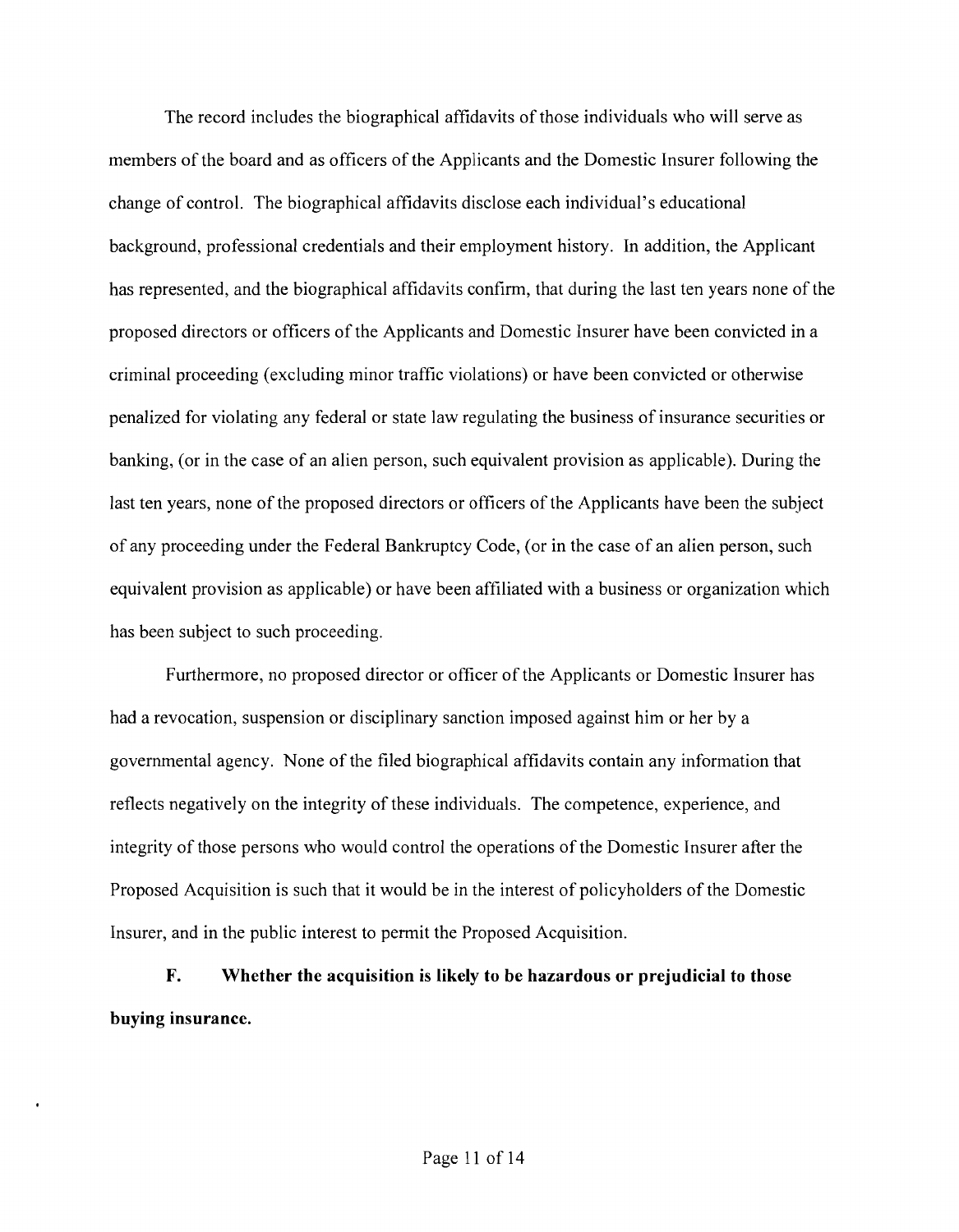The record includes the biographical affidavits of those individuals who will serve as members of the board and as officers of the Applicants and the Domestic Insurer following the change of control. The biographical affidavits disclose each individual's educational background, professional credentials and their employment history. In addition, the Applicant has represented, and the biographical affidavits confirm, that during the last ten years none of the proposed directors or officers of the Applicants and Domestic Insurer have been convicted in a criminal proceeding (excluding minor traffic violations) or have been convicted or otherwise penalized for violating any federal or state law regulating the business of insurance securities or banking, (or in the case of an alien person, such equivalent provision as applicable). During the last ten years, none of the proposed directors or officers of the Applicants have been the subject of any proceeding under the Federal Bankruptcy Code, (or in the case of an alien person, such equivalent provision as applicable) or have been affiliated with a business or organization which has been subject to such proceeding.

Furthermore, no proposed director or officer of the Applicants or Domestic Insurer has had a revocation, suspension or disciplinary sanction imposed against him or her by a governmental agency. None of the filed biographical affidavits contain any information that reflects negatively on the integrity of these individuals. The competence, experience, and integrity of those persons who would control the operations of the Domestic Insurer after the Proposed Acquisition is such that it would be in the interest of policyholders of the Domestic Insurer, and in the public interest to permit the Proposed Acquisition.

**F. Whether the acquisition is likely to be hazardous or prejudicial to those buying insurance.**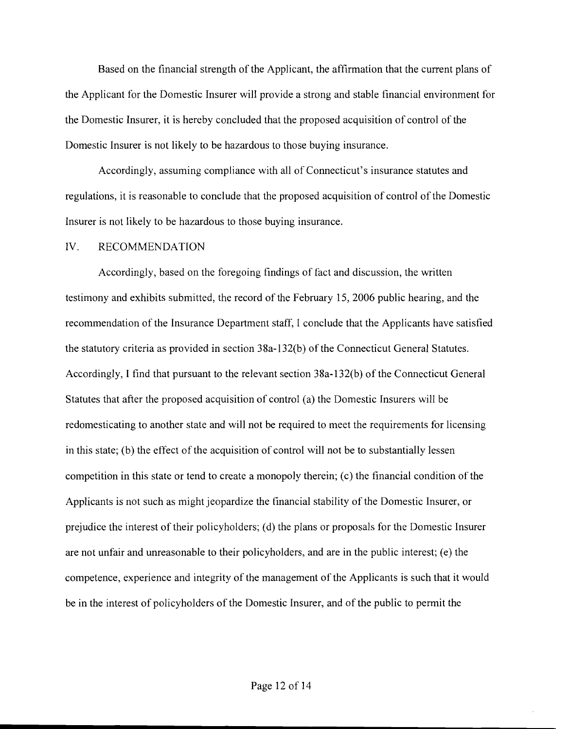Based on the financial strength of the Applicant, the affirmation that the current plans of the Applicant for the Domestic Insurer will provide a strong and stable financial environment for the Domestic Insurer, it is hereby concluded that the proposed acquisition of control of the Domestic Insurer is not likely to be hazardous to those buying insurance.

Accordingly, assuming compliance with all of Connecticut's insurance statutes and regulations, it is reasonable to conclude that the proposed acquisition of control of the Domestic Insurer is not likely to be hazardous to those buying insurance.

## IV. RECOMMENDATION

Accordingly, based on the foregoing findings of fact and discussion, the written testimony and exhibits submitted, the record of the February 15, 2006 public hearing, and the recommendation of the Insurance Department staff, I conclude that the Applicants have satisfied the statutory criteria as provided in section 38a-132(b) of the Connecticut General Statutes. Accordingly, I find that pursuant to the relevant section 38a-132(b) of the Connecticut General Statutes that after the proposed acquisition of control (a) the Domestic Insurers will be redomesticating to another state and will not be required to meet the requirements for licensing in this state; (b) the effect of the acquisition of control will not be to substantially lessen competition in this state or tend to create a monopoly therein; (c) the financial condition of the Applicants is not such as might jeopardize the financial stability of the Domestic Insurer, or prejudice the interest of their policyholders; (d) the plans or proposals for the Domestic Insurer are not unfair and unreasonable to their policyholders, and are in the public interest; (e) the competence, experience and integrity of the management of the Applicants is such that it would be in the interest of policyholders of the Domestic Insurer, and of the public to permit the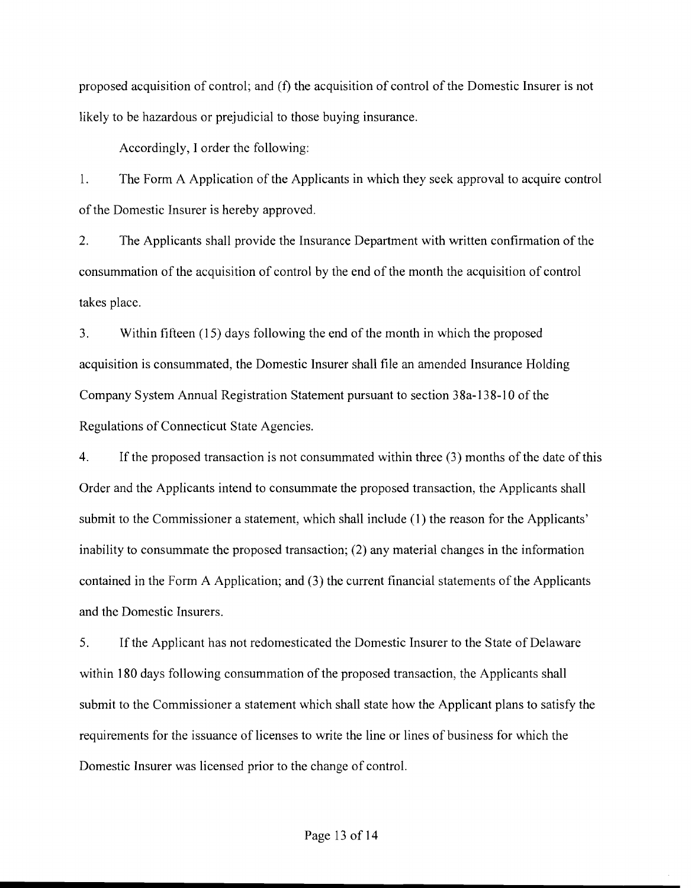proposed acquisition of control; and (f) the acquisition of control of the Domestic Insurer is not likely to be hazardous or prejudicial to those buying insurance.

Accordingly, I order the following:

1. The Form A Application of the Applicants in which they seek approval to acquire control of the Domestic Insurer is hereby approved.

2. The Applicants shall provide the Insurance Department with written confirmation of the consummation of the acquisition of control by the end of the month the acquisition of control takes place.

3. Within fifteen (15) days following the end of the month in which the proposed acquisition is consummated, the Domestic Insurer shall file an amended Insurance Holding Company System Annual Registration Statement pursuant to section 38a-138-10 of the Regulations of Connecticut State Agencies.

4. If the proposed transaction is not consummated within three (3) months of the date of this Order and the Applicants intend to consummate the proposed transaction, the Applicants shall submit to the Commissioner a statement, which shall include (1) the reason for the Applicants' inability to consummate the proposed transaction; (2) any material changes in the information contained in the Form A Application; and (3) the current financial statements of the Applicants and the Domestic Insurers.

5. If the Applicant has not redomesticated the Domestic Insurer to the State of Delaware within 180 days following consummation of the proposed transaction, the Applicants shall submit to the Commissioner a statement which shall state how the Applicant plans to satisfy the requirements for the issuance of licenses to write the line or lines of business for which the Domestic Insurer was licensed prior to the change of control.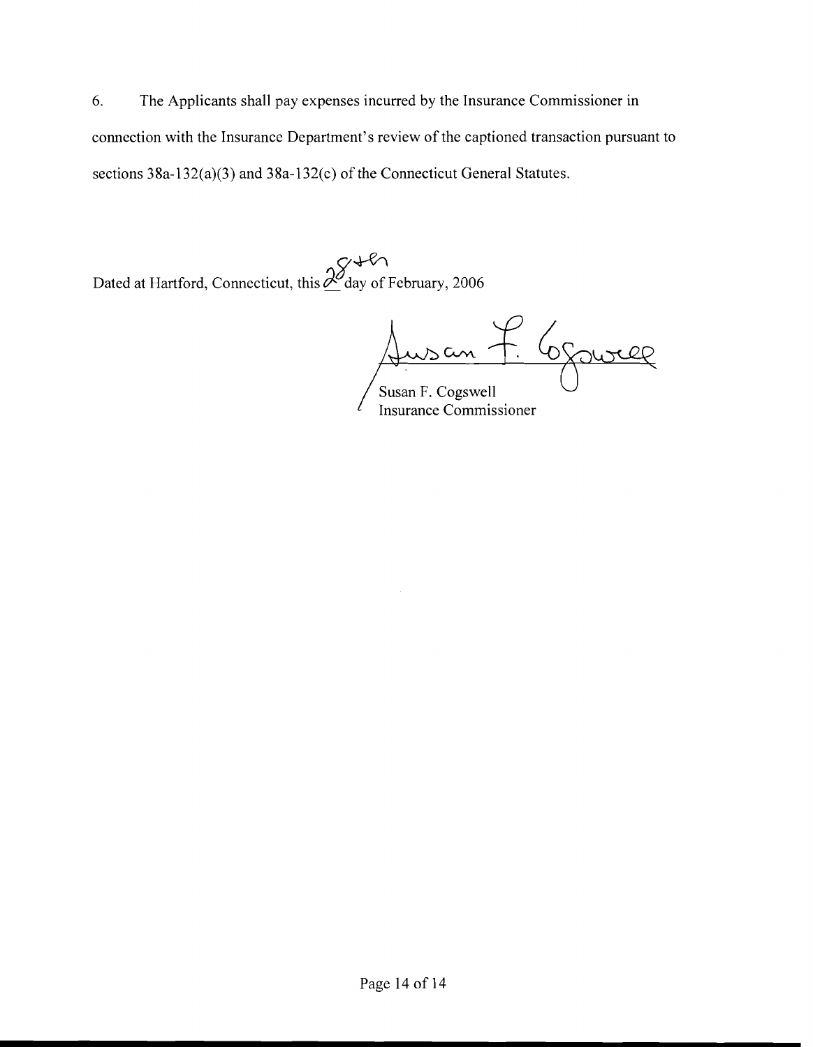6. The Applicants shall pay expenses incurred by the Insurance Commissioner in connection with the Insurance Department's review of the captioned transaction pursuant to sections 38a-132(a)(3) and 38a-132(c) of the Connecticut General Statutes.

Dated at Hartford, Connecticut, this 28th day of February, 2006

Susan F. Cogswell
Insurance Commissioner